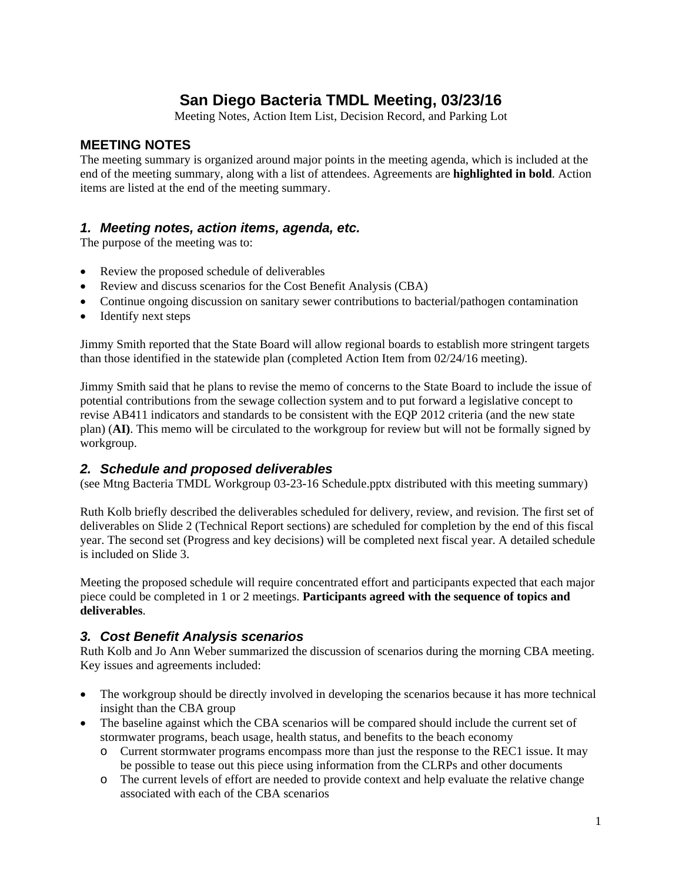# San Diego Bacteria TMDL Meeting, 03/23/16

Meeting Notes, Action Item List, Decision Record, and Parking Lot

## MEETING NOTES

The meeting summary is organized around major points in the meeting agenda, which is included at the end of the meeting summary, along with a list of attendees. Agreements are **highlighted in bold**. Action items are listed at the end of the meeting summary.

### *1. Meeting notes, action items, agenda, etc.*

The purpose of the meeting was to:

- Review the proposed schedule of deliverables
- Review and discuss scenarios for the Cost Benefit Analysis (CBA)
- Continue ongoing discussion on sanitary sewer contributions to bacterial/pathogen contamination
- Identify next steps

Jimmy Smith reported that the State Board will allow regional boards to establish more stringent targets than those identified in the statewide plan (completed Action Item from 02/24/16 meeting).

Jimmy Smith said that he plans to revise the memo of concerns to the State Board to include the issue of potential contributions from the sewage collection system and to put forward a legislative concept to revise AB411 indicators and standards to be consistent with the EQP 2012 criteria (and the new state plan) (**AI**). This memo will be circulated to the workgroup for review but will not be formally signed by workgroup.

### *2. Schedule and proposed deliverables*

(see Mtng Bacteria TMDL Workgroup 03-23-16 Schedule.pptx distributed with this meeting summary)

Ruth Kolb briefly described the deliverables scheduled for delivery, review, and revision. The first set of deliverables on Slide 2 (Technical Report sections) are scheduled for completion by the end of this fiscal year. The second set (Progress and key decisions) will be completed next fiscal year. A detailed schedule is included on Slide 3.

Meeting the proposed schedule will require concentrated effort and participants expected that each major piece could be completed in 1 or 2 meetings. **Participants agreed with the sequence of topics and deliverables**.

### *3. Cost Benefit Analysis scenarios*

Ruth Kolb and Jo Ann Weber summarized the discussion of scenarios during the morning CBA meeting. Key issues and agreements included:

- The workgroup should be directly involved in developing the scenarios because it has more technical insight than the CBA group
- The baseline against which the CBA scenarios will be compared should include the current set of stormwater programs, beach usage, health status, and benefits to the beach economy
  - Current stormwater programs encompass more than just the response to the REC1 issue. It may be possible to tease out this piece using information from the CLRPs and other documents
  - The current levels of effort are needed to provide context and help evaluate the relative change associated with each of the CBA scenarios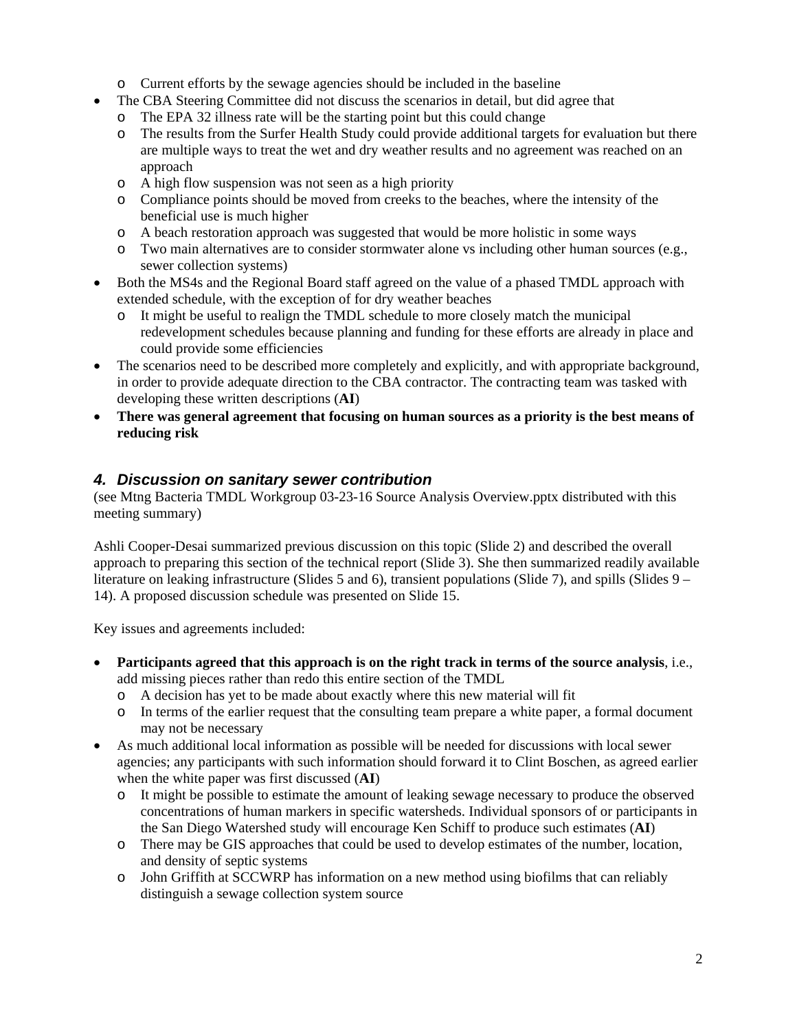- Current efforts by the sewage agencies should be included in the baseline
- The CBA Steering Committee did not discuss the scenarios in detail, but did agree that
  - The EPA 32 illness rate will be the starting point but this could change
  - The results from the Surfer Health Study could provide additional targets for evaluation but there are multiple ways to treat the wet and dry weather results and no agreement was reached on an approach
  - A high flow suspension was not seen as a high priority
  - Compliance points should be moved from creeks to the beaches, where the intensity of the beneficial use is much higher
  - A beach restoration approach was suggested that would be more holistic in some ways
  - Two main alternatives are to consider stormwater alone vs including other human sources (e.g., sewer collection systems)
- Both the MS4s and the Regional Board staff agreed on the value of a phased TMDL approach with extended schedule, with the exception of for dry weather beaches
  - It might be useful to realign the TMDL schedule to more closely match the municipal redevelopment schedules because planning and funding for these efforts are already in place and could provide some efficiencies
- The scenarios need to be described more completely and explicitly, and with appropriate background, in order to provide adequate direction to the CBA contractor. The contracting team was tasked with developing these written descriptions (**AI**)
- **There was general agreement that focusing on human sources as a priority is the best means of reducing risk**

## *4. Discussion on sanitary sewer contribution*

(see Mtng Bacteria TMDL Workgroup 03-23-16 Source Analysis Overview.pptx distributed with this meeting summary)

Ashli Cooper-Desai summarized previous discussion on this topic (Slide 2) and described the overall approach to preparing this section of the technical report (Slide 3). She then summarized readily available literature on leaking infrastructure (Slides 5 and 6), transient populations (Slide 7), and spills (Slides 9 – 14). A proposed discussion schedule was presented on Slide 15.

Key issues and agreements included:

- **Participants agreed that this approach is on the right track in terms of the source analysis**, i.e., add missing pieces rather than redo this entire section of the TMDL
  - A decision has yet to be made about exactly where this new material will fit
  - In terms of the earlier request that the consulting team prepare a white paper, a formal document may not be necessary
- As much additional local information as possible will be needed for discussions with local sewer agencies; any participants with such information should forward it to Clint Boschen, as agreed earlier when the white paper was first discussed (**AI**)
  - It might be possible to estimate the amount of leaking sewage necessary to produce the observed concentrations of human markers in specific watersheds. Individual sponsors of or participants in the San Diego Watershed study will encourage Ken Schiff to produce such estimates (**AI**)
  - There may be GIS approaches that could be used to develop estimates of the number, location, and density of septic systems
  - John Griffith at SCCWRP has information on a new method using biofilms that can reliably distinguish a sewage collection system source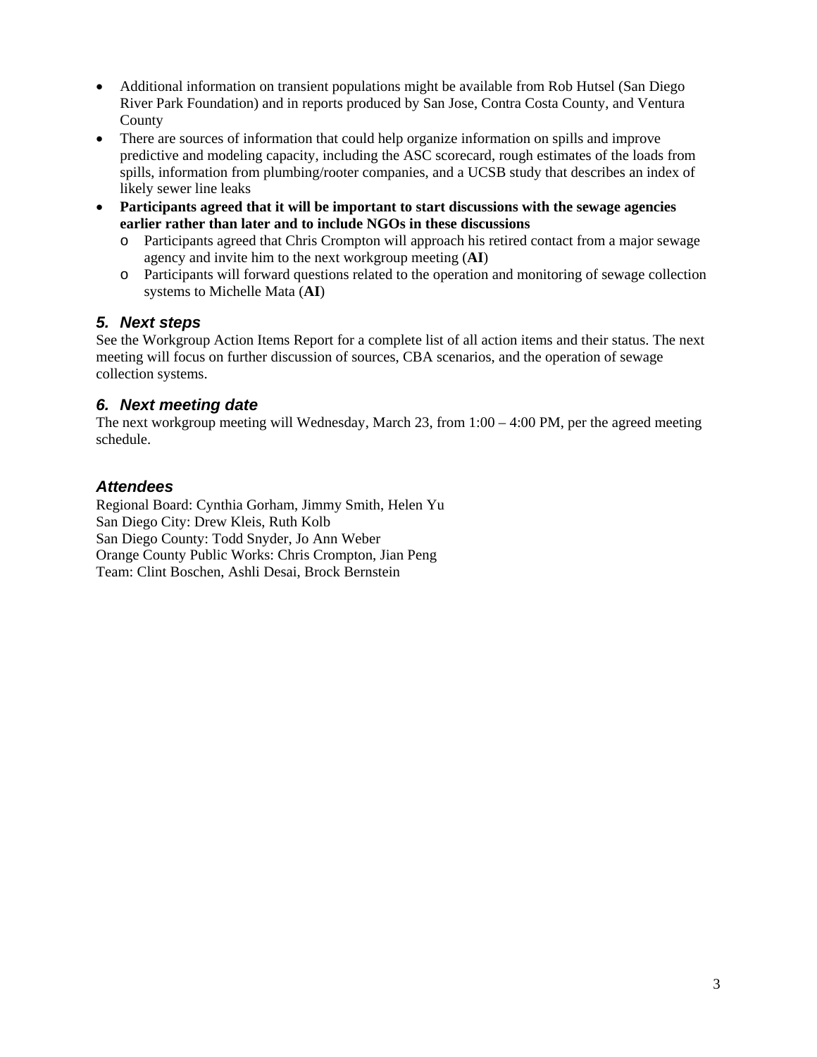- Additional information on transient populations might be available from Rob Hutsel (San Diego River Park Foundation) and in reports produced by San Jose, Contra Costa County, and Ventura County
- There are sources of information that could help organize information on spills and improve predictive and modeling capacity, including the ASC scorecard, rough estimates of the loads from spills, information from plumbing/rooter companies, and a UCSB study that describes an index of likely sewer line leaks
- **Participants agreed that it will be important to start discussions with the sewage agencies earlier rather than later and to include NGOs in these discussions**
  - Participants agreed that Chris Crompton will approach his retired contact from a major sewage agency and invite him to the next workgroup meeting (**AI**)
  - Participants will forward questions related to the operation and monitoring of sewage collection systems to Michelle Mata (**AI**)

### *5. Next steps*

See the Workgroup Action Items Report for a complete list of all action items and their status. The next meeting will focus on further discussion of sources, CBA scenarios, and the operation of sewage collection systems.

### *6. Next meeting date*

The next workgroup meeting will Wednesday, March 23, from 1:00 – 4:00 PM, per the agreed meeting schedule.

### *Attendees*

Regional Board: Cynthia Gorham, Jimmy Smith, Helen Yu
San Diego City: Drew Kleis, Ruth Kolb
San Diego County: Todd Snyder, Jo Ann Weber
Orange County Public Works: Chris Crompton, Jian Peng
Team: Clint Boschen, Ashli Desai, Brock Bernstein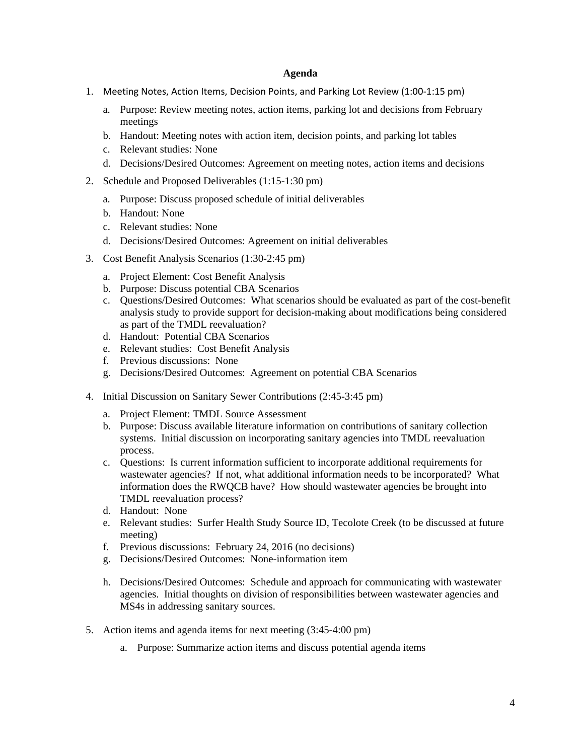**Agenda**

1. Meeting Notes, Action Items, Decision Points, and Parking Lot Review (1:00-1:15 pm)
   a. Purpose: Review meeting notes, action items, parking lot and decisions from February meetings
   b. Handout: Meeting notes with action item, decision points, and parking lot tables
   c. Relevant studies: None
   d. Decisions/Desired Outcomes: Agreement on meeting notes, action items and decisions
2. Schedule and Proposed Deliverables (1:15-1:30 pm)
   a. Purpose: Discuss proposed schedule of initial deliverables
   b. Handout: None
   c. Relevant studies: None
   d. Decisions/Desired Outcomes: Agreement on initial deliverables
3. Cost Benefit Analysis Scenarios (1:30-2:45 pm)
   a. Project Element: Cost Benefit Analysis
   b. Purpose: Discuss potential CBA Scenarios
   c. Questions/Desired Outcomes: What scenarios should be evaluated as part of the cost-benefit analysis study to provide support for decision-making about modifications being considered as part of the TMDL reevaluation?
   d. Handout: Potential CBA Scenarios
   e. Relevant studies: Cost Benefit Analysis
   f. Previous discussions: None
   g. Decisions/Desired Outcomes: Agreement on potential CBA Scenarios
4. Initial Discussion on Sanitary Sewer Contributions (2:45-3:45 pm)
   a. Project Element: TMDL Source Assessment
   b. Purpose: Discuss available literature information on contributions of sanitary collection systems. Initial discussion on incorporating sanitary agencies into TMDL reevaluation process.
   c. Questions: Is current information sufficient to incorporate additional requirements for wastewater agencies? If not, what additional information needs to be incorporated? What information does the RWQCB have? How should wastewater agencies be brought into TMDL reevaluation process?
   d. Handout: None
   e. Relevant studies: Surfer Health Study Source ID, Tecolote Creek (to be discussed at future meeting)
   f. Previous discussions: February 24, 2016 (no decisions)
   g. Decisions/Desired Outcomes: None-information item
   h. Decisions/Desired Outcomes: Schedule and approach for communicating with wastewater agencies. Initial thoughts on division of responsibilities between wastewater agencies and MS4s in addressing sanitary sources.
5. Action items and agenda items for next meeting (3:45-4:00 pm)
   a. Purpose: Summarize action items and discuss potential agenda items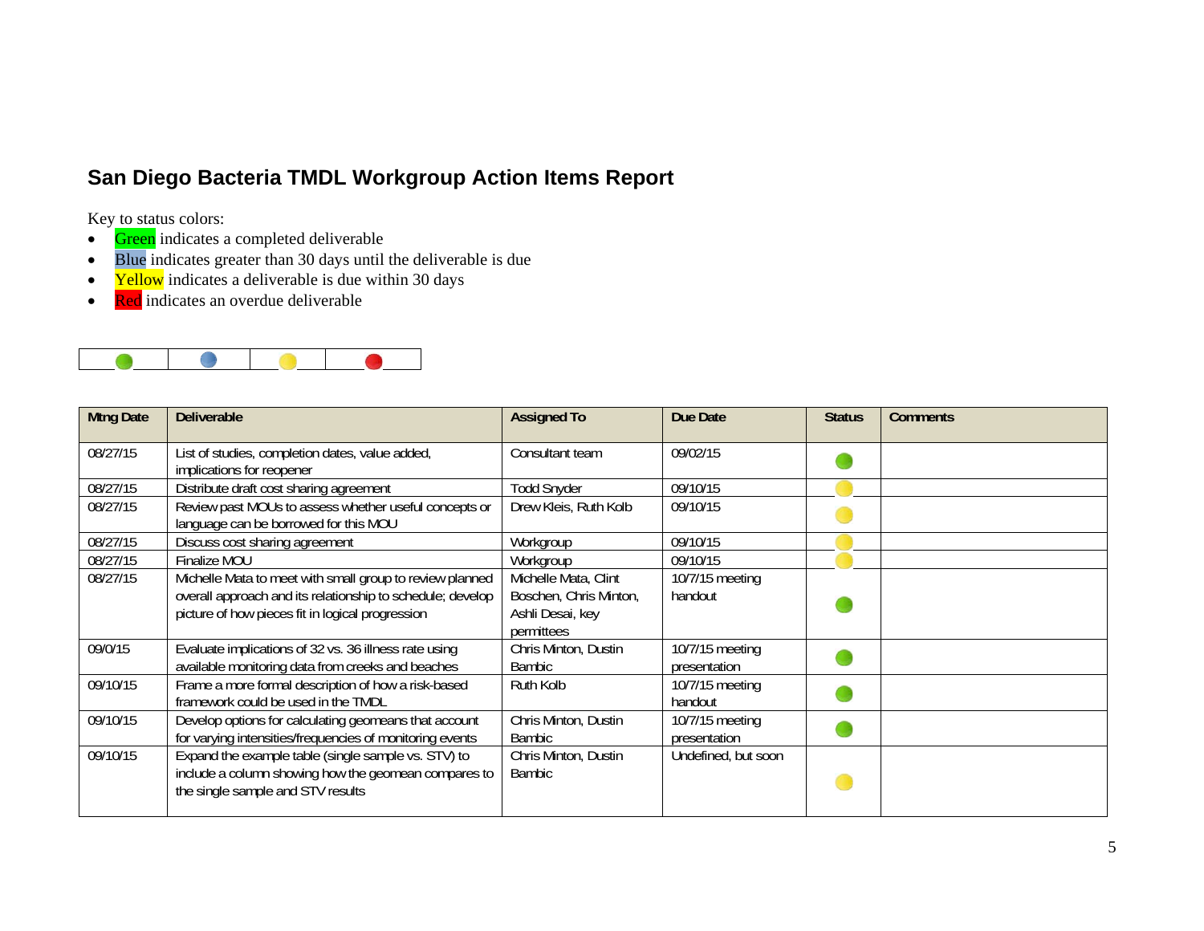# San Diego Bacteria TMDL Workgroup Action Items Report

Key to status colors:

- Green indicates a completed deliverable
- Blue indicates greater than 30 days until the deliverable is due
- Yellow indicates a deliverable is due within 30 days
- Red indicates an overdue deliverable

| Mtng Date | Deliverable | Assigned To | Due Date | Status | Comments |
|---|---|---|---|---|---|
| 08/27/15 | List of studies, completion dates, value added, implications for reopener | Consultant team | 09/02/15 | Green | |
| 08/27/15 | Distribute draft cost sharing agreement | Todd Snyder | 09/10/15 | Yellow | |
| 08/27/15 | Review past MOUs to assess whether useful concepts or language can be borrowed for this MOU | Drew Kleis, Ruth Kolb | 09/10/15 | Yellow | |
| 08/27/15 | Discuss cost sharing agreement | Workgroup | 09/10/15 | Yellow | |
| 08/27/15 | Finalize MOU | Workgroup | 09/10/15 | Yellow | |
| 08/27/15 | Michelle Mata to meet with small group to review planned overall approach and its relationship to schedule; develop picture of how pieces fit in logical progression | Michelle Mata, Clint Boschen, Chris Minton, Ashli Desai, key permittees | 10/7/15 meeting handout | Green | |
| 09/0/15 | Evaluate implications of 32 vs. 36 illness rate using available monitoring data from creeks and beaches | Chris Minton, Dustin Bambic | 10/7/15 meeting presentation | Green | |
| 09/10/15 | Frame a more formal description of how a risk-based framework could be used in the TMDL | Ruth Kolb | 10/7/15 meeting handout | Green | |
| 09/10/15 | Develop options for calculating geomeans that account for varying intensities/frequencies of monitoring events | Chris Minton, Dustin Bambic | 10/7/15 meeting presentation | Green | |
| 09/10/15 | Expand the example table (single sample vs. STV) to include a column showing how the geomean compares to the single sample and STV results | Chris Minton, Dustin Bambic | Undefined, but soon | Yellow | |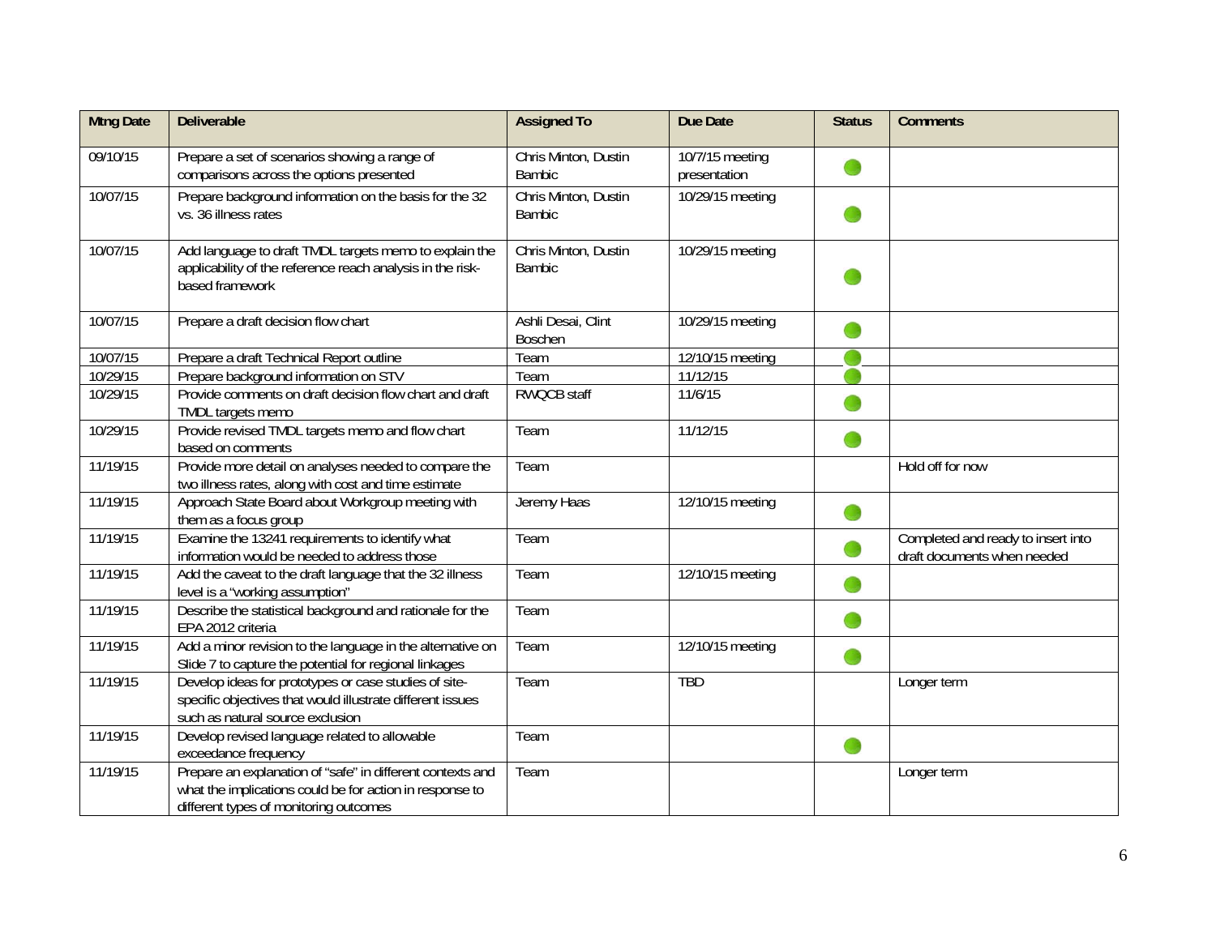| Mtng Date | Deliverable | Assigned To | Due Date | Status | Comments |
|---|---|---|---|---|---|
| 09/10/15 | Prepare a set of scenarios showing a range of comparisons across the options presented | Chris Minton, Dustin Bambic | 10/7/15 meeting presentation | ● | |
| 10/07/15 | Prepare background information on the basis for the 32 vs. 36 illness rates | Chris Minton, Dustin Bambic | 10/29/15 meeting | ● | |
| 10/07/15 | Add language to draft TMDL targets memo to explain the applicability of the reference reach analysis in the risk-based framework | Chris Minton, Dustin Bambic | 10/29/15 meeting | ● | |
| 10/07/15 | Prepare a draft decision flow chart | Ashli Desai, Clint Boschen | 10/29/15 meeting | ● | |
| 10/07/15 | Prepare a draft Technical Report outline | Team | 12/10/15 meeting | ● | |
| 10/29/15 | Prepare background information on STV | Team | 11/12/15 | ● | |
| 10/29/15 | Provide comments on draft decision flow chart and draft TMDL targets memo | RWQCB staff | 11/6/15 | ● | |
| 10/29/15 | Provide revised TMDL targets memo and flow chart based on comments | Team | 11/12/15 | ● | |
| 11/19/15 | Provide more detail on analyses needed to compare the two illness rates, along with cost and time estimate | Team | | | Hold off for now |
| 11/19/15 | Approach State Board about Workgroup meeting with them as a focus group | Jeremy Haas | 12/10/15 meeting | ● | |
| 11/19/15 | Examine the 13241 requirements to identify what information would be needed to address those | Team | | ● | Completed and ready to insert into draft documents when needed |
| 11/19/15 | Add the caveat to the draft language that the 32 illness level is a "working assumption" | Team | 12/10/15 meeting | ● | |
| 11/19/15 | Describe the statistical background and rationale for the EPA 2012 criteria | Team | | ● | |
| 11/19/15 | Add a minor revision to the language in the alternative on Slide 7 to capture the potential for regional linkages | Team | 12/10/15 meeting | ● | |
| 11/19/15 | Develop ideas for prototypes or case studies of site-specific objectives that would illustrate different issues such as natural source exclusion | Team | TBD | | Longer term |
| 11/19/15 | Develop revised language related to allowable exceedance frequency | Team | | ● | |
| 11/19/15 | Prepare an explanation of "safe" in different contexts and what the implications could be for action in response to different types of monitoring outcomes | Team | | | Longer term |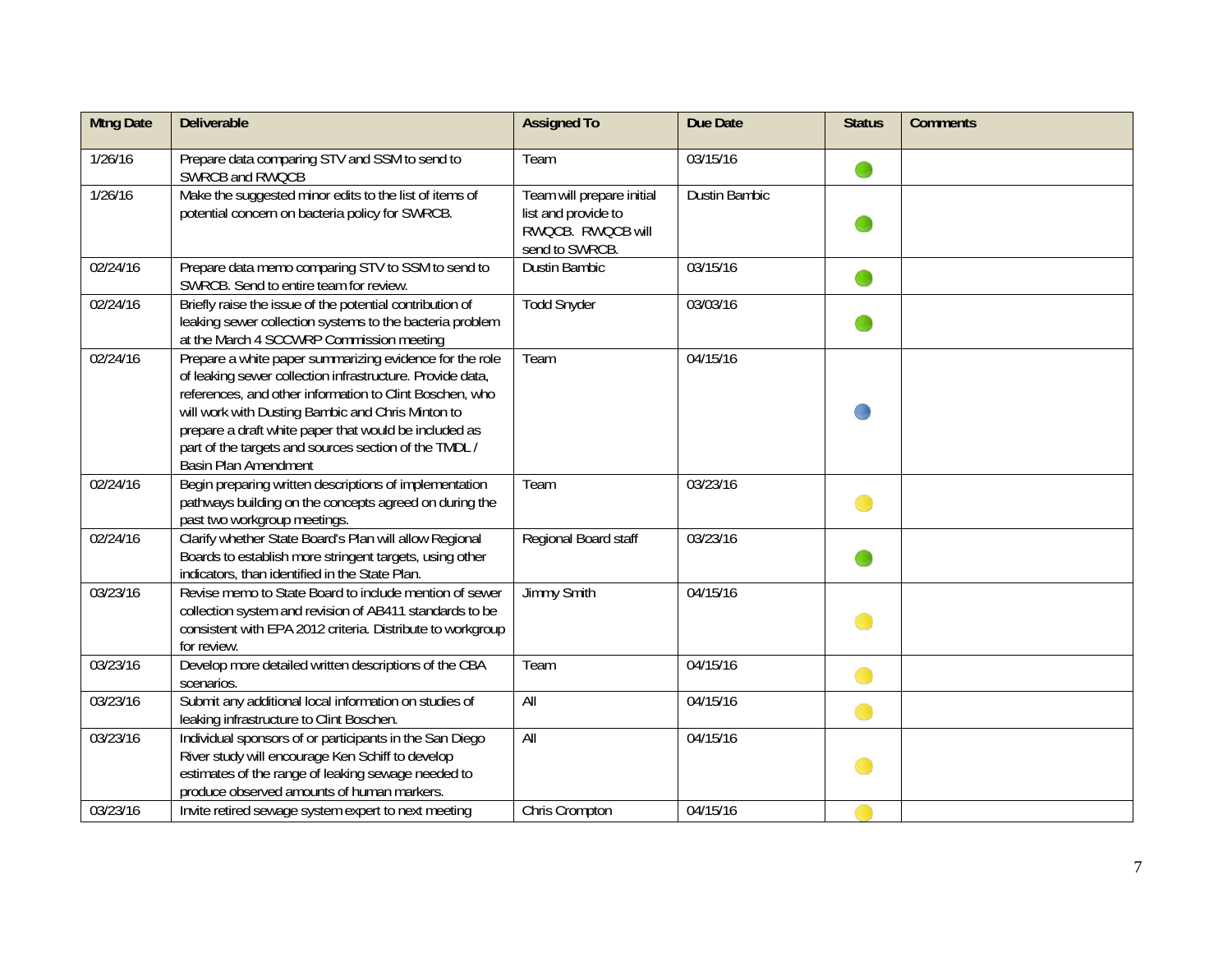| Mtng Date | Deliverable | Assigned To | Due Date | Status | Comments |
|---|---|---|---|---|---|
| 1/26/16 | Prepare data comparing STV and SSM to send to SWRCB and RWQCB | Team | 03/15/16 | Green | |
| 1/26/16 | Make the suggested minor edits to the list of items of potential concern on bacteria policy for SWRCB. | Team will prepare initial list and provide to RWQCB. RWQCB will send to SWRCB. | Dustin Bambic | Green | |
| 02/24/16 | Prepare data memo comparing STV to SSM to send to SWRCB. Send to entire team for review. | Dustin Bambic | 03/15/16 | Green | |
| 02/24/16 | Briefly raise the issue of the potential contribution of leaking sewer collection systems to the bacteria problem at the March 4 SCCWRP Commission meeting | Todd Snyder | 03/03/16 | Green | |
| 02/24/16 | Prepare a white paper summarizing evidence for the role of leaking sewer collection infrastructure. Provide data, references, and other information to Clint Boschen, who will work with Dusting Bambic and Chris Minton to prepare a draft white paper that would be included as part of the targets and sources section of the TMDL / Basin Plan Amendment | Team | 04/15/16 | Blue | |
| 02/24/16 | Begin preparing written descriptions of implementation pathways building on the concepts agreed on during the past two workgroup meetings. | Team | 03/23/16 | Yellow | |
| 02/24/16 | Clarify whether State Board's Plan will allow Regional Boards to establish more stringent targets, using other indicators, than identified in the State Plan. | Regional Board staff | 03/23/16 | Green | |
| 03/23/16 | Revise memo to State Board to include mention of sewer collection system and revision of AB411 standards to be consistent with EPA 2012 criteria. Distribute to workgroup for review. | Jimmy Smith | 04/15/16 | Yellow | |
| 03/23/16 | Develop more detailed written descriptions of the CBA scenarios. | Team | 04/15/16 | Yellow | |
| 03/23/16 | Submit any additional local information on studies of leaking infrastructure to Clint Boschen. | All | 04/15/16 | Yellow | |
| 03/23/16 | Individual sponsors of or participants in the San Diego River study will encourage Ken Schiff to develop estimates of the range of leaking sewage needed to produce observed amounts of human markers. | All | 04/15/16 | Yellow | |
| 03/23/16 | Invite retired sewage system expert to next meeting | Chris Crompton | 04/15/16 | Yellow | |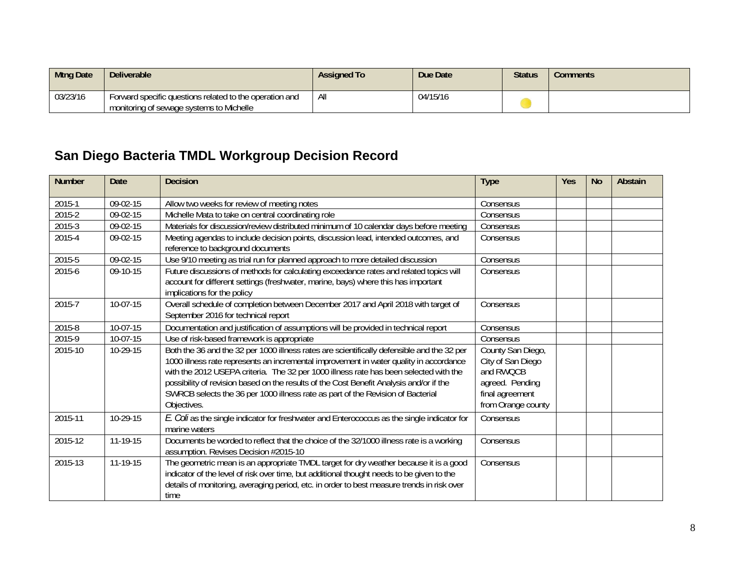| Mtng Date | Deliverable | Assigned To | Due Date | Status | Comments |
|---|---|---|---|---|---|
| 03/23/16 | Forward specific questions related to the operation and monitoring of sewage systems to Michelle | All | 04/15/16 | | |

## San Diego Bacteria TMDL Workgroup Decision Record

| Number | Date | Decision | Type | Yes | No | Abstain |
|---|---|---|---|---|---|---|
| 2015-1 | 09-02-15 | Allow two weeks for review of meeting notes | Consensus | | | |
| 2015-2 | 09-02-15 | Michelle Mata to take on central coordinating role | Consensus | | | |
| 2015-3 | 09-02-15 | Materials for discussion/review distributed minimum of 10 calendar days before meeting | Consensus | | | |
| 2015-4 | 09-02-15 | Meeting agendas to include decision points, discussion lead, intended outcomes, and reference to background documents | Consensus | | | |
| 2015-5 | 09-02-15 | Use 9/10 meeting as trial run for planned approach to more detailed discussion | Consensus | | | |
| 2015-6 | 09-10-15 | Future discussions of methods for calculating exceedance rates and related topics will account for different settings (freshwater, marine, bays) where this has important implications for the policy | Consensus | | | |
| 2015-7 | 10-07-15 | Overall schedule of completion between December 2017 and April 2018 with target of September 2016 for technical report | Consensus | | | |
| 2015-8 | 10-07-15 | Documentation and justification of assumptions will be provided in technical report | Consensus | | | |
| 2015-9 | 10-07-15 | Use of risk-based framework is appropriate | Consensus | | | |
| 2015-10 | 10-29-15 | Both the 36 and the 32 per 1000 illness rates are scientifically defensible and the 32 per 1000 illness rate represents an incremental improvement in water quality in accordance with the 2012 USEPA criteria. The 32 per 1000 illness rate has been selected with the possibility of revision based on the results of the Cost Benefit Analysis and/or if the SWRCB selects the 36 per 1000 illness rate as part of the Revision of Bacterial Objectives. | County San Diego, City of San Diego and RWQCB agreed. Pending final agreement from Orange county | | | |
| 2015-11 | 10-29-15 | *E. Coli* as the single indicator for freshwater and Enterococcus as the single indicator for marine waters | Consensus | | | |
| 2015-12 | 11-19-15 | Documents be worded to reflect that the choice of the 32/1000 illness rate is a working assumption. Revises Decision #2015-10 | Consensus | | | |
| 2015-13 | 11-19-15 | The geometric mean is an appropriate TMDL target for dry weather because it is a good indicator of the level of risk over time, but additional thought needs to be given to the details of monitoring, averaging period, etc. in order to best measure trends in risk over time | Consensus | | | |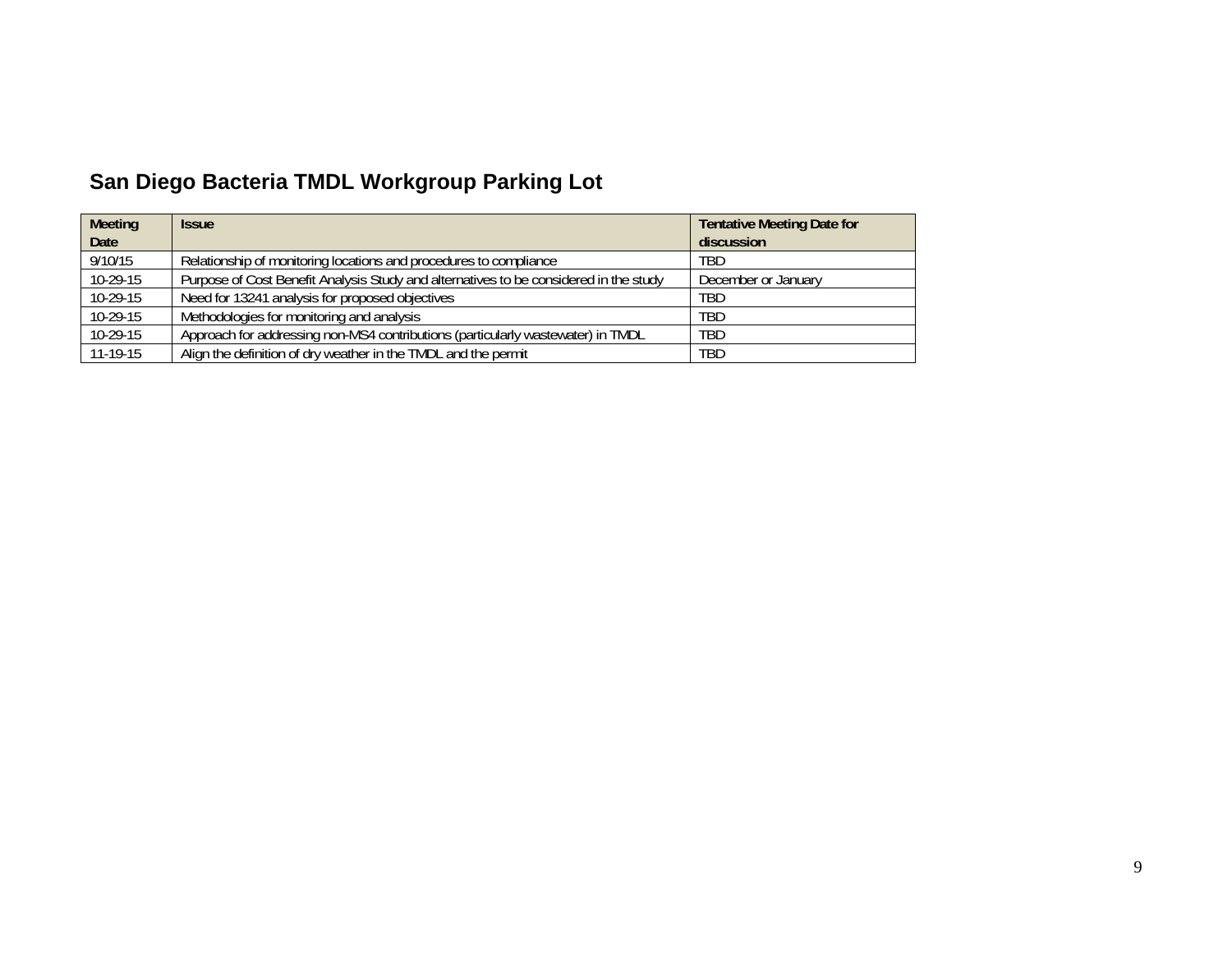**San Diego Bacteria TMDL Workgroup Parking Lot**

| Meeting Date | Issue | Tentative Meeting Date for discussion |
| --- | --- | --- |
| 9/10/15 | Relationship of monitoring locations and procedures to compliance | TBD |
| 10-29-15 | Purpose of Cost Benefit Analysis Study and alternatives to be considered in the study | December or January |
| 10-29-15 | Need for 13241 analysis for proposed objectives | TBD |
| 10-29-15 | Methodologies for monitoring and analysis | TBD |
| 10-29-15 | Approach for addressing non-MS4 contributions (particularly wastewater) in TMDL | TBD |
| 11-19-15 | Align the definition of dry weather in the TMDL and the permit | TBD |